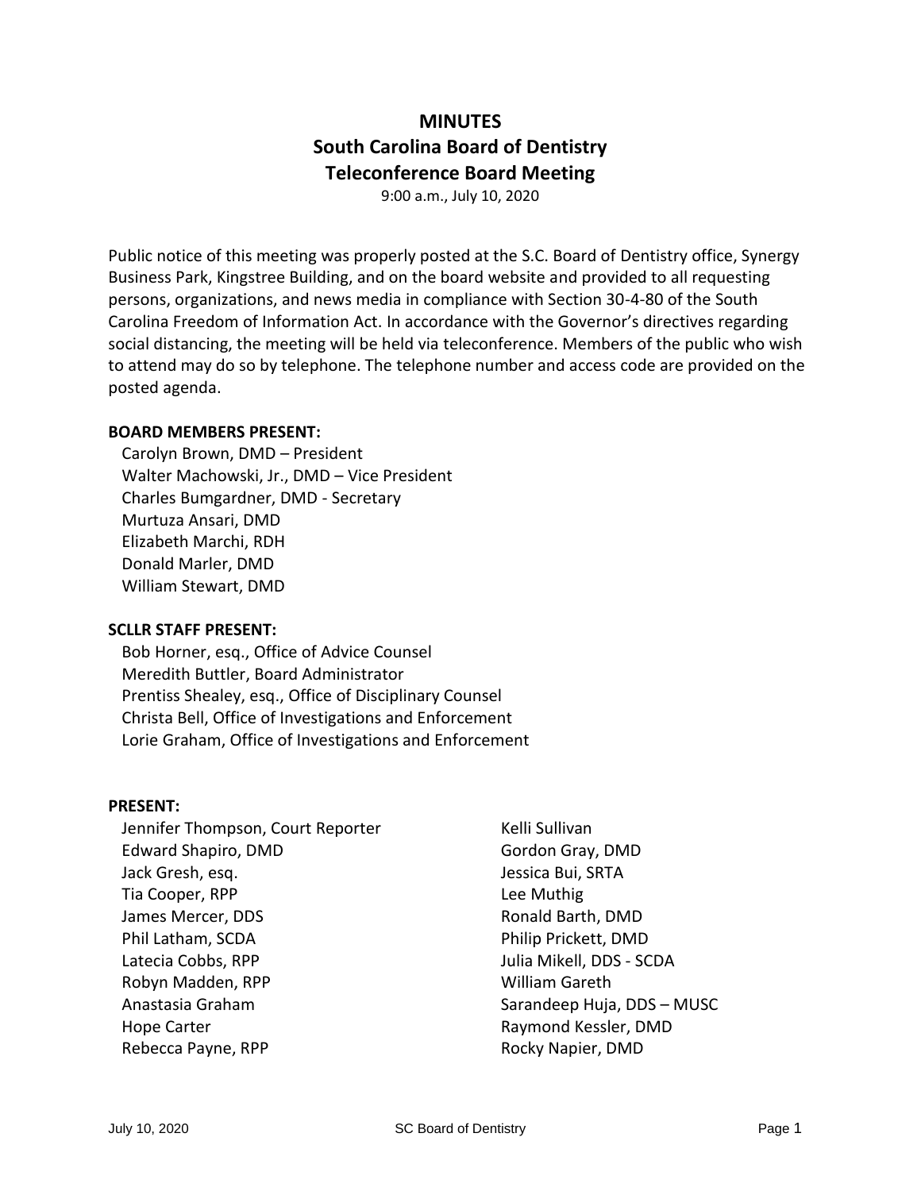# MINUTES
## South Carolina Board of Dentistry
## Teleconference Board Meeting

9:00 a.m., July 10, 2020

Public notice of this meeting was properly posted at the S.C. Board of Dentistry office, Synergy Business Park, Kingstree Building, and on the board website and provided to all requesting persons, organizations, and news media in compliance with Section 30-4-80 of the South Carolina Freedom of Information Act. In accordance with the Governor's directives regarding social distancing, the meeting will be held via teleconference. Members of the public who wish to attend may do so by telephone. The telephone number and access code are provided on the posted agenda.

**BOARD MEMBERS PRESENT:**

Carolyn Brown, DMD – President
Walter Machowski, Jr., DMD – Vice President
Charles Bumgardner, DMD - Secretary
Murtuza Ansari, DMD
Elizabeth Marchi, RDH
Donald Marler, DMD
William Stewart, DMD

**SCLLR STAFF PRESENT:**

Bob Horner, esq., Office of Advice Counsel
Meredith Buttler, Board Administrator
Prentiss Shealey, esq., Office of Disciplinary Counsel
Christa Bell, Office of Investigations and Enforcement
Lorie Graham, Office of Investigations and Enforcement

**PRESENT:**

Jennifer Thompson, Court Reporter
Edward Shapiro, DMD
Jack Gresh, esq.
Tia Cooper, RPP
James Mercer, DDS
Phil Latham, SCDA
Latecia Cobbs, RPP
Robyn Madden, RPP
Anastasia Graham
Hope Carter
Rebecca Payne, RPP
Kelli Sullivan
Gordon Gray, DMD
Jessica Bui, SRTA
Lee Muthig
Ronald Barth, DMD
Philip Prickett, DMD
Julia Mikell, DDS - SCDA
William Gareth
Sarandeep Huja, DDS – MUSC
Raymond Kessler, DMD
Rocky Napier, DMD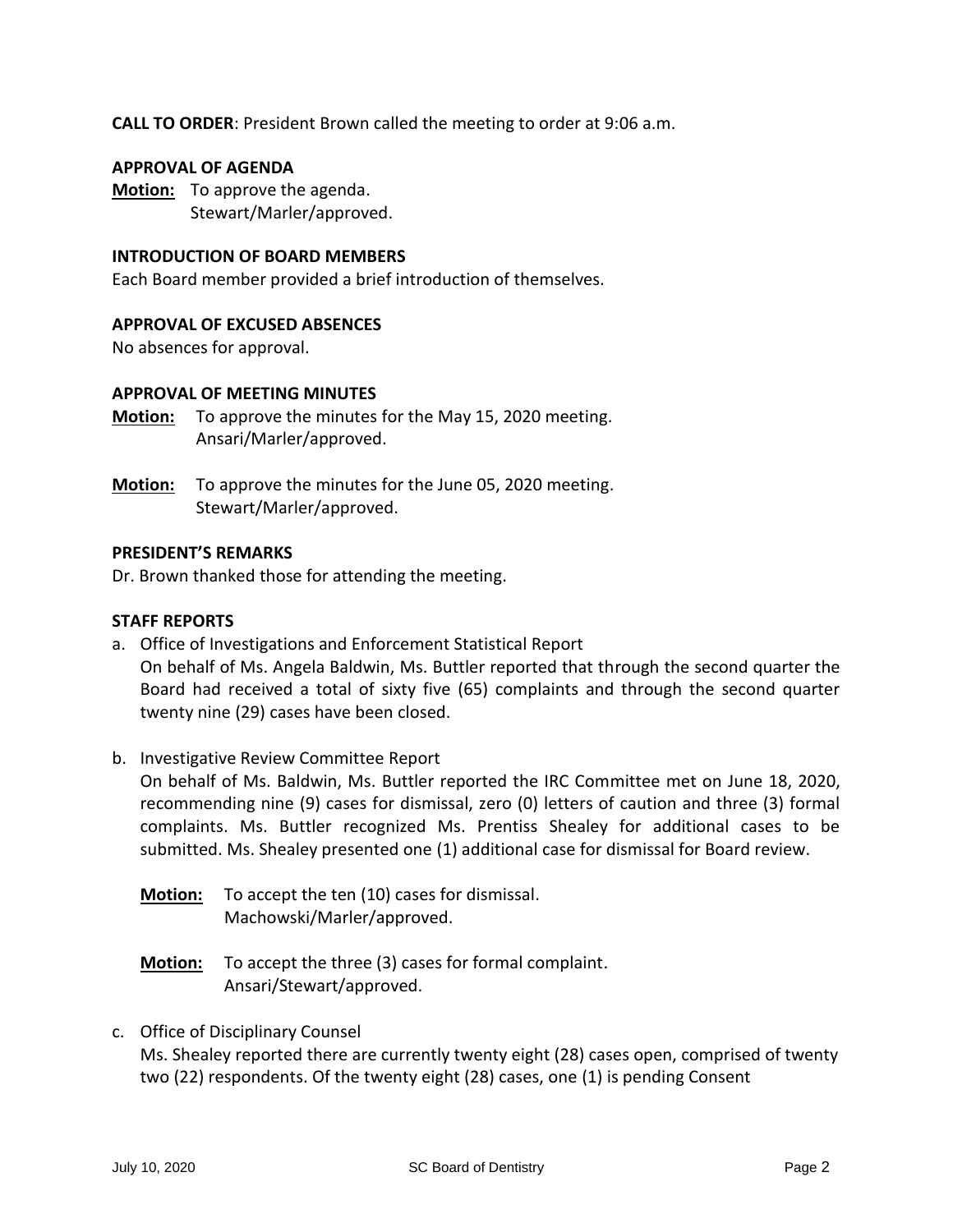**CALL TO ORDER**: President Brown called the meeting to order at 9:06 a.m.

**APPROVAL OF AGENDA**

**Motion:** To approve the agenda.
Stewart/Marler/approved.

**INTRODUCTION OF BOARD MEMBERS**

Each Board member provided a brief introduction of themselves.

**APPROVAL OF EXCUSED ABSENCES**

No absences for approval.

**APPROVAL OF MEETING MINUTES**

**Motion:** To approve the minutes for the May 15, 2020 meeting.
Ansari/Marler/approved.

**Motion:** To approve the minutes for the June 05, 2020 meeting.
Stewart/Marler/approved.

**PRESIDENT'S REMARKS**

Dr. Brown thanked those for attending the meeting.

**STAFF REPORTS**

a. Office of Investigations and Enforcement Statistical Report
On behalf of Ms. Angela Baldwin, Ms. Buttler reported that through the second quarter the Board had received a total of sixty five (65) complaints and through the second quarter twenty nine (29) cases have been closed.

b. Investigative Review Committee Report
On behalf of Ms. Baldwin, Ms. Buttler reported the IRC Committee met on June 18, 2020, recommending nine (9) cases for dismissal, zero (0) letters of caution and three (3) formal complaints. Ms. Buttler recognized Ms. Prentiss Shealey for additional cases to be submitted. Ms. Shealey presented one (1) additional case for dismissal for Board review.

**Motion:** To accept the ten (10) cases for dismissal.
Machowski/Marler/approved.

**Motion:** To accept the three (3) cases for formal complaint.
Ansari/Stewart/approved.

c. Office of Disciplinary Counsel
Ms. Shealey reported there are currently twenty eight (28) cases open, comprised of twenty two (22) respondents. Of the twenty eight (28) cases, one (1) is pending Consent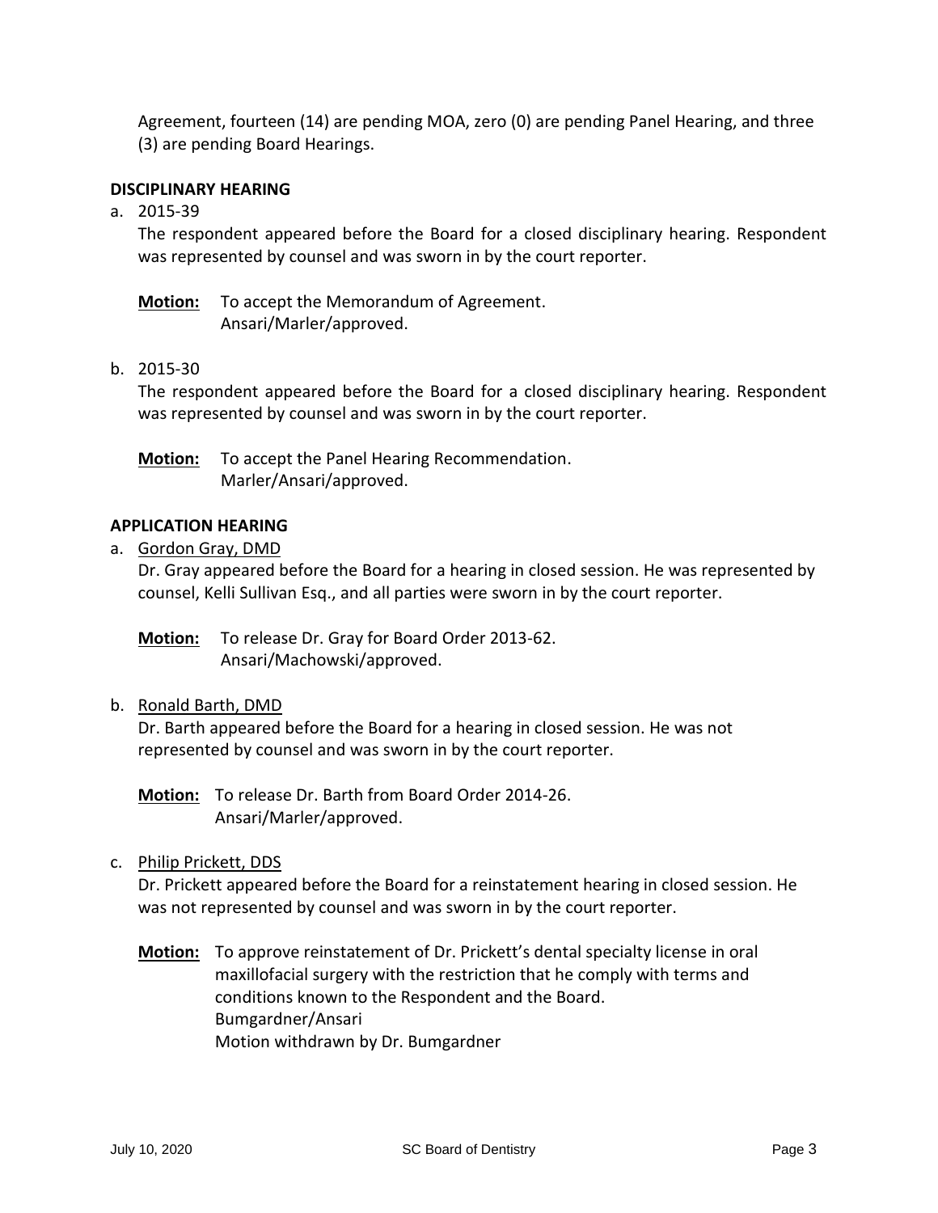Agreement, fourteen (14) are pending MOA, zero (0) are pending Panel Hearing, and three (3) are pending Board Hearings.

**DISCIPLINARY HEARING**

a. 2015-39

The respondent appeared before the Board for a closed disciplinary hearing. Respondent was represented by counsel and was sworn in by the court reporter.

**Motion:** To accept the Memorandum of Agreement.
Ansari/Marler/approved.

b. 2015-30

The respondent appeared before the Board for a closed disciplinary hearing. Respondent was represented by counsel and was sworn in by the court reporter.

**Motion:** To accept the Panel Hearing Recommendation.
Marler/Ansari/approved.

**APPLICATION HEARING**

a. Gordon Gray, DMD

Dr. Gray appeared before the Board for a hearing in closed session. He was represented by counsel, Kelli Sullivan Esq., and all parties were sworn in by the court reporter.

**Motion:** To release Dr. Gray for Board Order 2013-62.
Ansari/Machowski/approved.

b. Ronald Barth, DMD

Dr. Barth appeared before the Board for a hearing in closed session. He was not represented by counsel and was sworn in by the court reporter.

**Motion:** To release Dr. Barth from Board Order 2014-26.
Ansari/Marler/approved.

c. Philip Prickett, DDS

Dr. Prickett appeared before the Board for a reinstatement hearing in closed session. He was not represented by counsel and was sworn in by the court reporter.

**Motion:** To approve reinstatement of Dr. Prickett's dental specialty license in oral maxillofacial surgery with the restriction that he comply with terms and conditions known to the Respondent and the Board.
Bumgardner/Ansari
Motion withdrawn by Dr. Bumgardner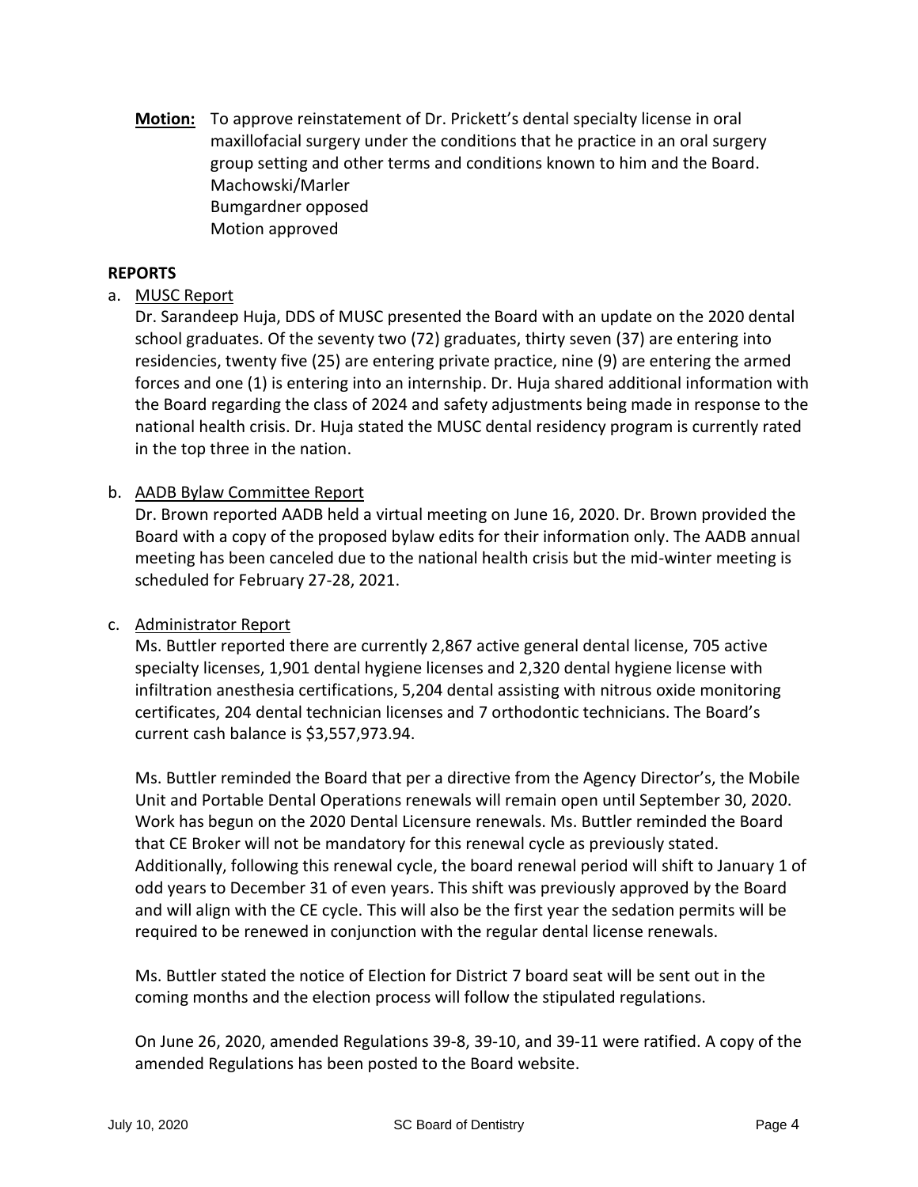**Motion:** To approve reinstatement of Dr. Prickett's dental specialty license in oral maxillofacial surgery under the conditions that he practice in an oral surgery group setting and other terms and conditions known to him and the Board.
Machowski/Marler
Bumgardner opposed
Motion approved

**REPORTS**

a. MUSC Report

Dr. Sarandeep Huja, DDS of MUSC presented the Board with an update on the 2020 dental school graduates. Of the seventy two (72) graduates, thirty seven (37) are entering into residencies, twenty five (25) are entering private practice, nine (9) are entering the armed forces and one (1) is entering into an internship. Dr. Huja shared additional information with the Board regarding the class of 2024 and safety adjustments being made in response to the national health crisis. Dr. Huja stated the MUSC dental residency program is currently rated in the top three in the nation.

b. AADB Bylaw Committee Report

Dr. Brown reported AADB held a virtual meeting on June 16, 2020. Dr. Brown provided the Board with a copy of the proposed bylaw edits for their information only. The AADB annual meeting has been canceled due to the national health crisis but the mid-winter meeting is scheduled for February 27-28, 2021.

c. Administrator Report

Ms. Buttler reported there are currently 2,867 active general dental license, 705 active specialty licenses, 1,901 dental hygiene licenses and 2,320 dental hygiene license with infiltration anesthesia certifications, 5,204 dental assisting with nitrous oxide monitoring certificates, 204 dental technician licenses and 7 orthodontic technicians. The Board's current cash balance is $3,557,973.94.

Ms. Buttler reminded the Board that per a directive from the Agency Director's, the Mobile Unit and Portable Dental Operations renewals will remain open until September 30, 2020. Work has begun on the 2020 Dental Licensure renewals. Ms. Buttler reminded the Board that CE Broker will not be mandatory for this renewal cycle as previously stated. Additionally, following this renewal cycle, the board renewal period will shift to January 1 of odd years to December 31 of even years. This shift was previously approved by the Board and will align with the CE cycle. This will also be the first year the sedation permits will be required to be renewed in conjunction with the regular dental license renewals.

Ms. Buttler stated the notice of Election for District 7 board seat will be sent out in the coming months and the election process will follow the stipulated regulations.

On June 26, 2020, amended Regulations 39-8, 39-10, and 39-11 were ratified. A copy of the amended Regulations has been posted to the Board website.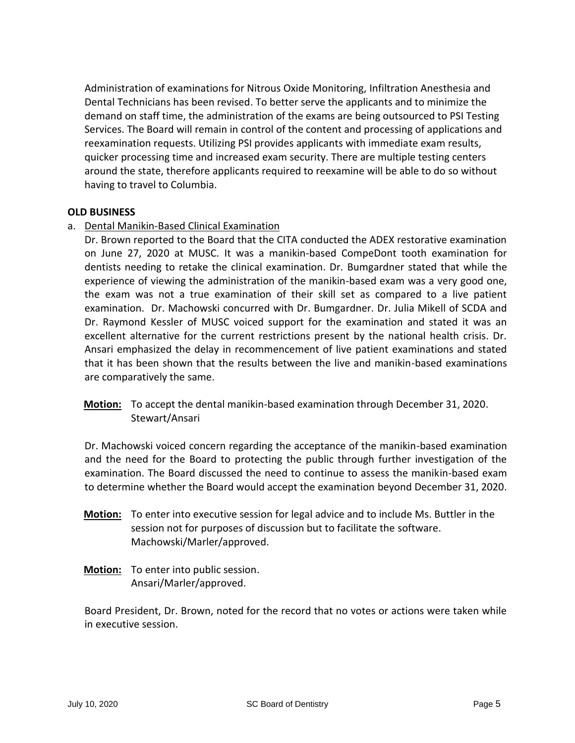Administration of examinations for Nitrous Oxide Monitoring, Infiltration Anesthesia and Dental Technicians has been revised. To better serve the applicants and to minimize the demand on staff time, the administration of the exams are being outsourced to PSI Testing Services. The Board will remain in control of the content and processing of applications and reexamination requests. Utilizing PSI provides applicants with immediate exam results, quicker processing time and increased exam security. There are multiple testing centers around the state, therefore applicants required to reexamine will be able to do so without having to travel to Columbia.

**OLD BUSINESS**

a. Dental Manikin-Based Clinical Examination

Dr. Brown reported to the Board that the CITA conducted the ADEX restorative examination on June 27, 2020 at MUSC. It was a manikin-based CompeDont tooth examination for dentists needing to retake the clinical examination. Dr. Bumgardner stated that while the experience of viewing the administration of the manikin-based exam was a very good one, the exam was not a true examination of their skill set as compared to a live patient examination. Dr. Machowski concurred with Dr. Bumgardner. Dr. Julia Mikell of SCDA and Dr. Raymond Kessler of MUSC voiced support for the examination and stated it was an excellent alternative for the current restrictions present by the national health crisis. Dr. Ansari emphasized the delay in recommencement of live patient examinations and stated that it has been shown that the results between the live and manikin-based examinations are comparatively the same.

**Motion:** To accept the dental manikin-based examination through December 31, 2020.
Stewart/Ansari

Dr. Machowski voiced concern regarding the acceptance of the manikin-based examination and the need for the Board to protecting the public through further investigation of the examination. The Board discussed the need to continue to assess the manikin-based exam to determine whether the Board would accept the examination beyond December 31, 2020.

**Motion:** To enter into executive session for legal advice and to include Ms. Buttler in the session not for purposes of discussion but to facilitate the software.
Machowski/Marler/approved.

**Motion:** To enter into public session.
Ansari/Marler/approved.

Board President, Dr. Brown, noted for the record that no votes or actions were taken while in executive session.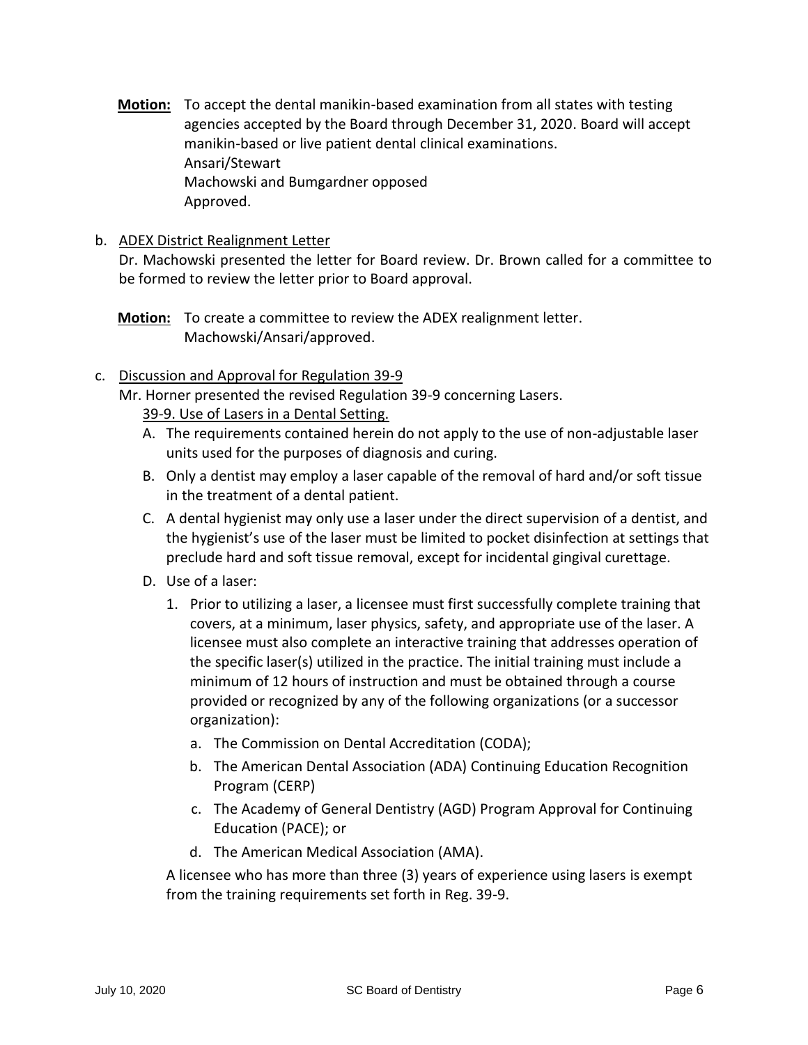**Motion:** To accept the dental manikin-based examination from all states with testing agencies accepted by the Board through December 31, 2020. Board will accept manikin-based or live patient dental clinical examinations.
Ansari/Stewart
Machowski and Bumgardner opposed
Approved.

b. ADEX District Realignment Letter

Dr. Machowski presented the letter for Board review. Dr. Brown called for a committee to be formed to review the letter prior to Board approval.

**Motion:** To create a committee to review the ADEX realignment letter.
Machowski/Ansari/approved.

c. Discussion and Approval for Regulation 39-9

Mr. Horner presented the revised Regulation 39-9 concerning Lasers.

39-9. Use of Lasers in a Dental Setting.

A. The requirements contained herein do not apply to the use of non-adjustable laser units used for the purposes of diagnosis and curing.

B. Only a dentist may employ a laser capable of the removal of hard and/or soft tissue in the treatment of a dental patient.

C. A dental hygienist may only use a laser under the direct supervision of a dentist, and the hygienist's use of the laser must be limited to pocket disinfection at settings that preclude hard and soft tissue removal, except for incidental gingival curettage.

D. Use of a laser:

1. Prior to utilizing a laser, a licensee must first successfully complete training that covers, at a minimum, laser physics, safety, and appropriate use of the laser. A licensee must also complete an interactive training that addresses operation of the specific laser(s) utilized in the practice. The initial training must include a minimum of 12 hours of instruction and must be obtained through a course provided or recognized by any of the following organizations (or a successor organization):

   a. The Commission on Dental Accreditation (CODA);

   b. The American Dental Association (ADA) Continuing Education Recognition Program (CERP)

   c. The Academy of General Dentistry (AGD) Program Approval for Continuing Education (PACE); or

   d. The American Medical Association (AMA).

A licensee who has more than three (3) years of experience using lasers is exempt from the training requirements set forth in Reg. 39-9.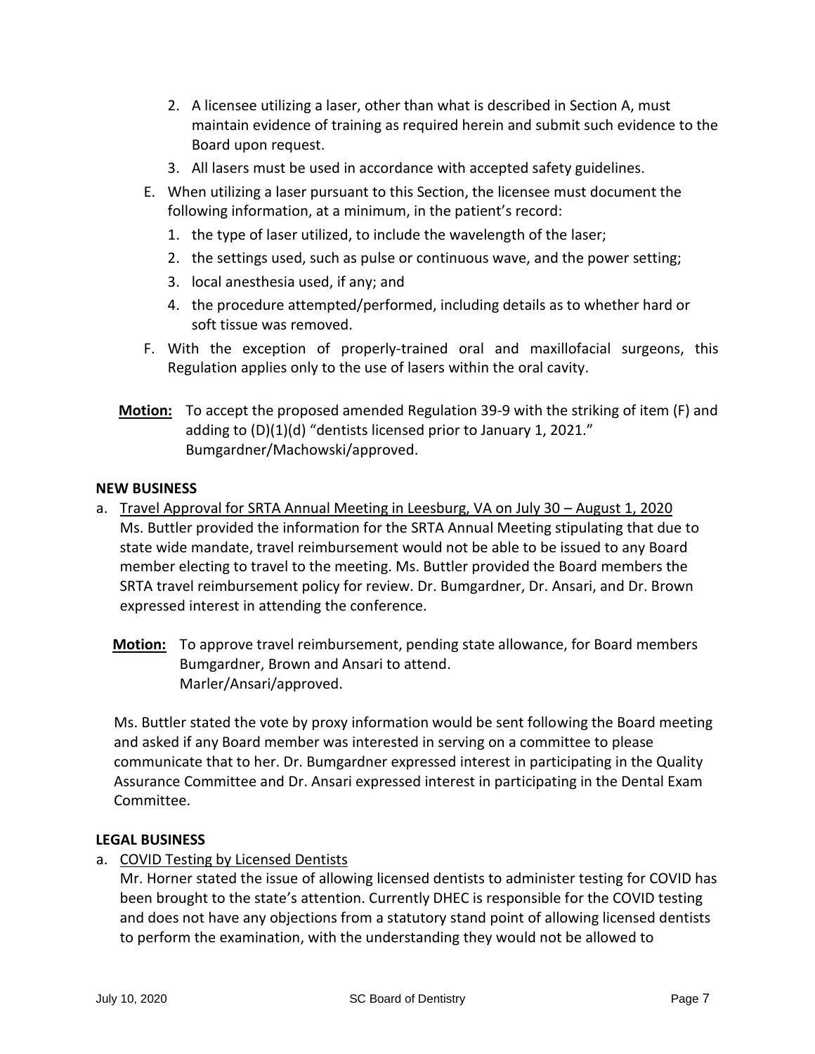2. A licensee utilizing a laser, other than what is described in Section A, must maintain evidence of training as required herein and submit such evidence to the Board upon request.
3. All lasers must be used in accordance with accepted safety guidelines.

E. When utilizing a laser pursuant to this Section, the licensee must document the following information, at a minimum, in the patient's record:
1. the type of laser utilized, to include the wavelength of the laser;
2. the settings used, such as pulse or continuous wave, and the power setting;
3. local anesthesia used, if any; and
4. the procedure attempted/performed, including details as to whether hard or soft tissue was removed.

F. With the exception of properly-trained oral and maxillofacial surgeons, this Regulation applies only to the use of lasers within the oral cavity.

**Motion:** To accept the proposed amended Regulation 39-9 with the striking of item (F) and adding to (D)(1)(d) "dentists licensed prior to January 1, 2021." Bumgardner/Machowski/approved.

**NEW BUSINESS**

a. Travel Approval for SRTA Annual Meeting in Leesburg, VA on July 30 – August 1, 2020

Ms. Buttler provided the information for the SRTA Annual Meeting stipulating that due to state wide mandate, travel reimbursement would not be able to be issued to any Board member electing to travel to the meeting. Ms. Buttler provided the Board members the SRTA travel reimbursement policy for review. Dr. Bumgardner, Dr. Ansari, and Dr. Brown expressed interest in attending the conference.

**Motion:** To approve travel reimbursement, pending state allowance, for Board members Bumgardner, Brown and Ansari to attend. Marler/Ansari/approved.

Ms. Buttler stated the vote by proxy information would be sent following the Board meeting and asked if any Board member was interested in serving on a committee to please communicate that to her. Dr. Bumgardner expressed interest in participating in the Quality Assurance Committee and Dr. Ansari expressed interest in participating in the Dental Exam Committee.

**LEGAL BUSINESS**

a. COVID Testing by Licensed Dentists

Mr. Horner stated the issue of allowing licensed dentists to administer testing for COVID has been brought to the state's attention. Currently DHEC is responsible for the COVID testing and does not have any objections from a statutory stand point of allowing licensed dentists to perform the examination, with the understanding they would not be allowed to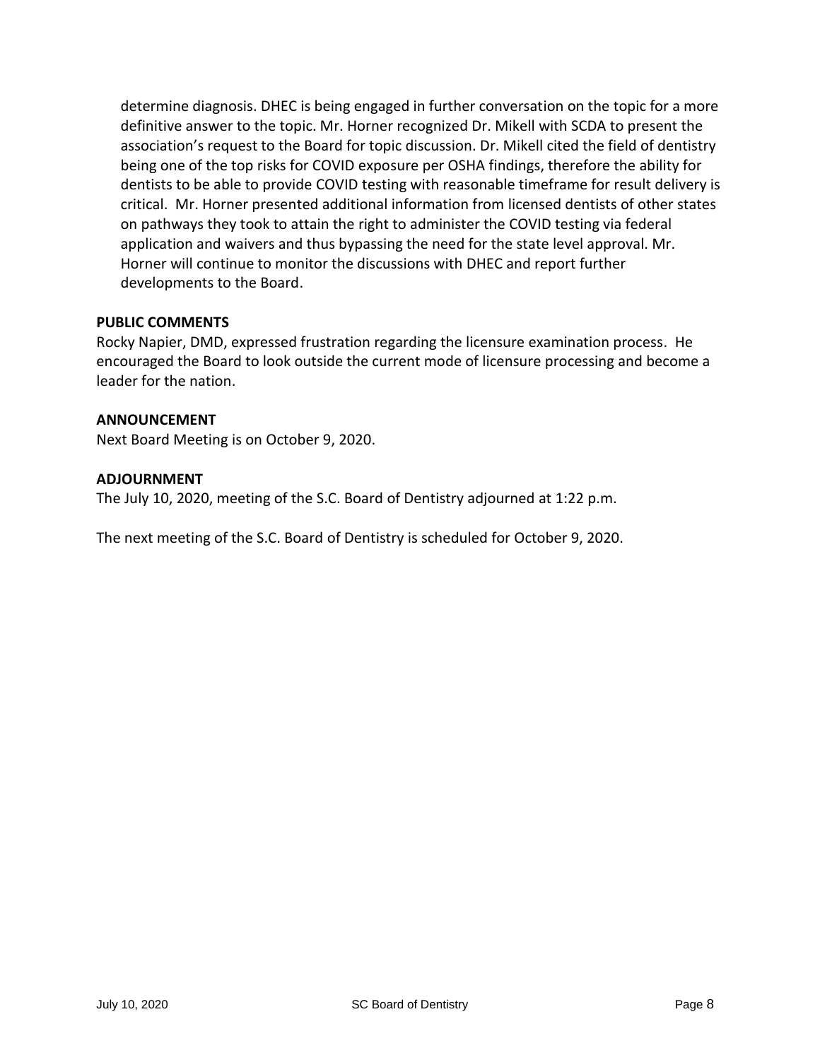determine diagnosis. DHEC is being engaged in further conversation on the topic for a more definitive answer to the topic. Mr. Horner recognized Dr. Mikell with SCDA to present the association's request to the Board for topic discussion. Dr. Mikell cited the field of dentistry being one of the top risks for COVID exposure per OSHA findings, therefore the ability for dentists to be able to provide COVID testing with reasonable timeframe for result delivery is critical. Mr. Horner presented additional information from licensed dentists of other states on pathways they took to attain the right to administer the COVID testing via federal application and waivers and thus bypassing the need for the state level approval. Mr. Horner will continue to monitor the discussions with DHEC and report further developments to the Board.

**PUBLIC COMMENTS**

Rocky Napier, DMD, expressed frustration regarding the licensure examination process. He encouraged the Board to look outside the current mode of licensure processing and become a leader for the nation.

**ANNOUNCEMENT**

Next Board Meeting is on October 9, 2020.

**ADJOURNMENT**

The July 10, 2020, meeting of the S.C. Board of Dentistry adjourned at 1:22 p.m.

The next meeting of the S.C. Board of Dentistry is scheduled for October 9, 2020.